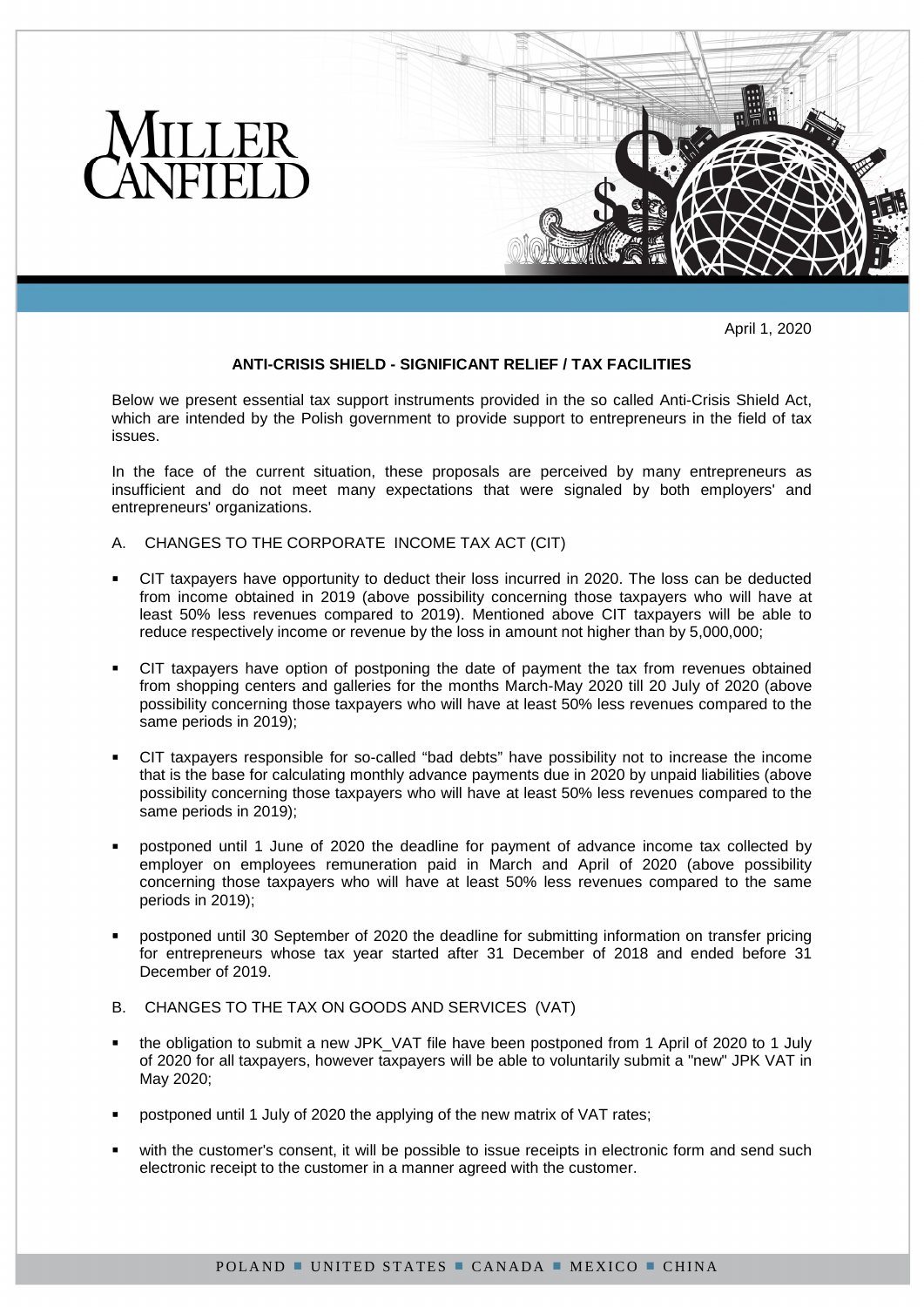MILLER CANFIELD

April 1, 2020

**ANTI-CRISIS SHIELD - SIGNIFICANT RELIEF / TAX FACILITIES**

Below we present essential tax support instruments provided in the so called Anti-Crisis Shield Act, which are intended by the Polish government to provide support to entrepreneurs in the field of tax issues.

In the face of the current situation, these proposals are perceived by many entrepreneurs as insufficient and do not meet many expectations that were signaled by both employers' and entrepreneurs' organizations.

A. CHANGES TO THE CORPORATE INCOME TAX ACT (CIT)

- CIT taxpayers have opportunity to deduct their loss incurred in 2020. The loss can be deducted from income obtained in 2019 (above possibility concerning those taxpayers who will have at least 50% less revenues compared to 2019). Mentioned above CIT taxpayers will be able to reduce respectively income or revenue by the loss in amount not higher than by 5,000,000;
- CIT taxpayers have option of postponing the date of payment the tax from revenues obtained from shopping centers and galleries for the months March-May 2020 till 20 July of 2020 (above possibility concerning those taxpayers who will have at least 50% less revenues compared to the same periods in 2019);
- CIT taxpayers responsible for so-called "bad debts" have possibility not to increase the income that is the base for calculating monthly advance payments due in 2020 by unpaid liabilities (above possibility concerning those taxpayers who will have at least 50% less revenues compared to the same periods in 2019);
- postponed until 1 June of 2020 the deadline for payment of advance income tax collected by employer on employees remuneration paid in March and April of 2020 (above possibility concerning those taxpayers who will have at least 50% less revenues compared to the same periods in 2019);
- postponed until 30 September of 2020 the deadline for submitting information on transfer pricing for entrepreneurs whose tax year started after 31 December of 2018 and ended before 31 December of 2019.

B. CHANGES TO THE TAX ON GOODS AND SERVICES (VAT)

- the obligation to submit a new JPK_VAT file have been postponed from 1 April of 2020 to 1 July of 2020 for all taxpayers, however taxpayers will be able to voluntarily submit a "new" JPK VAT in May 2020;
- postponed until 1 July of 2020 the applying of the new matrix of VAT rates;
- with the customer's consent, it will be possible to issue receipts in electronic form and send such electronic receipt to the customer in a manner agreed with the customer.

POLAND ■ UNITED STATES ■ CANADA ■ MEXICO ■ CHINA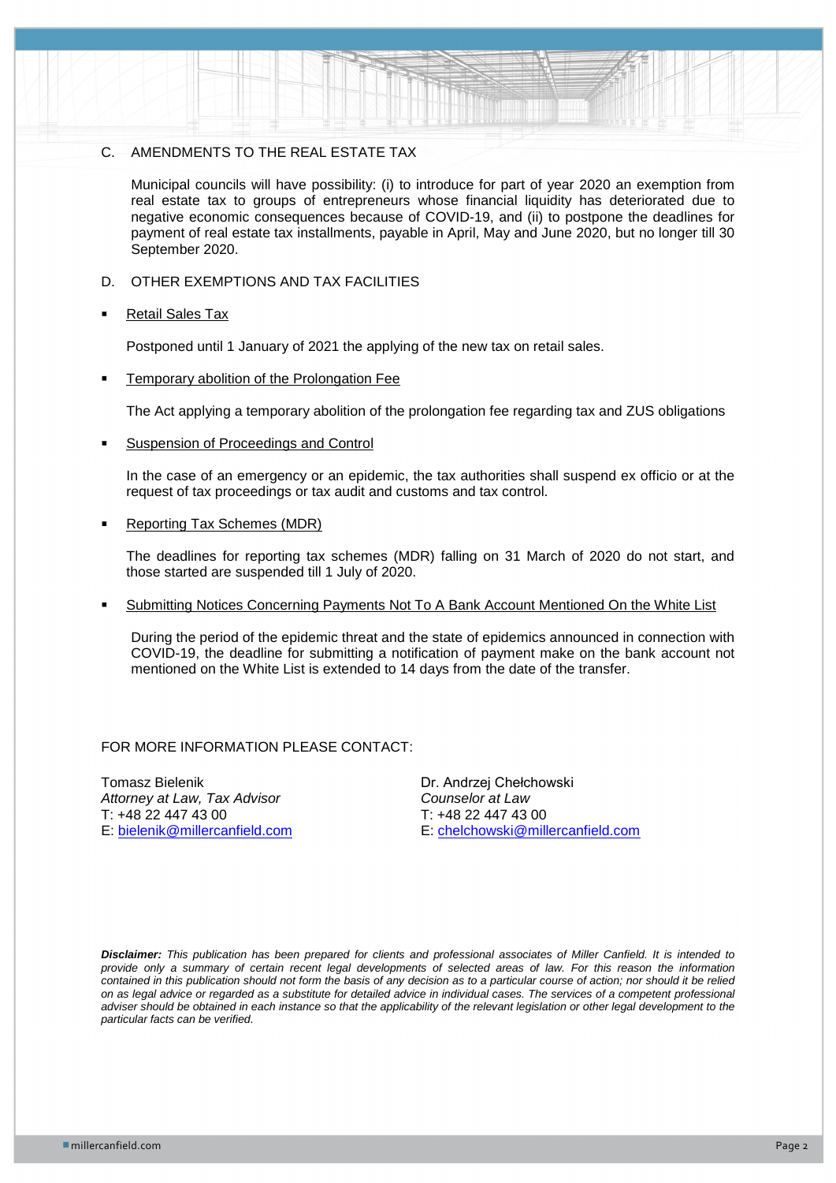## C. AMENDMENTS TO THE REAL ESTATE TAX

Municipal councils will have possibility: (i) to introduce for part of year 2020 an exemption from real estate tax to groups of entrepreneurs whose financial liquidity has deteriorated due to negative economic consequences because of COVID-19, and (ii) to postpone the deadlines for payment of real estate tax installments, payable in April, May and June 2020, but no longer till 30 September 2020.

## D. OTHER EXEMPTIONS AND TAX FACILITIES

- Retail Sales Tax

  Postponed until 1 January of 2021 the applying of the new tax on retail sales.

- Temporary abolition of the Prolongation Fee

  The Act applying a temporary abolition of the prolongation fee regarding tax and ZUS obligations

- Suspension of Proceedings and Control

  In the case of an emergency or an epidemic, the tax authorities shall suspend ex officio or at the request of tax proceedings or tax audit and customs and tax control.

- Reporting Tax Schemes (MDR)

  The deadlines for reporting tax schemes (MDR) falling on 31 March of 2020 do not start, and those started are suspended till 1 July of 2020.

- Submitting Notices Concerning Payments Not To A Bank Account Mentioned On the White List

  During the period of the epidemic threat and the state of epidemics announced in connection with COVID-19, the deadline for submitting a notification of payment make on the bank account not mentioned on the White List is extended to 14 days from the date of the transfer.

FOR MORE INFORMATION PLEASE CONTACT:

Tomasz Bielenik
*Attorney at Law, Tax Advisor*
T: +48 22 447 43 00
E: bielenik@millercanfield.com

Dr. Andrzej Chełchowski
*Counselor at Law*
T: +48 22 447 43 00
E: chelchowski@millercanfield.com

***Disclaimer:*** *This publication has been prepared for clients and professional associates of Miller Canfield. It is intended to provide only a summary of certain recent legal developments of selected areas of law. For this reason the information contained in this publication should not form the basis of any decision as to a particular course of action; nor should it be relied on as legal advice or regarded as a substitute for detailed advice in individual cases. The services of a competent professional adviser should be obtained in each instance so that the applicability of the relevant legislation or other legal development to the particular facts can be verified.*